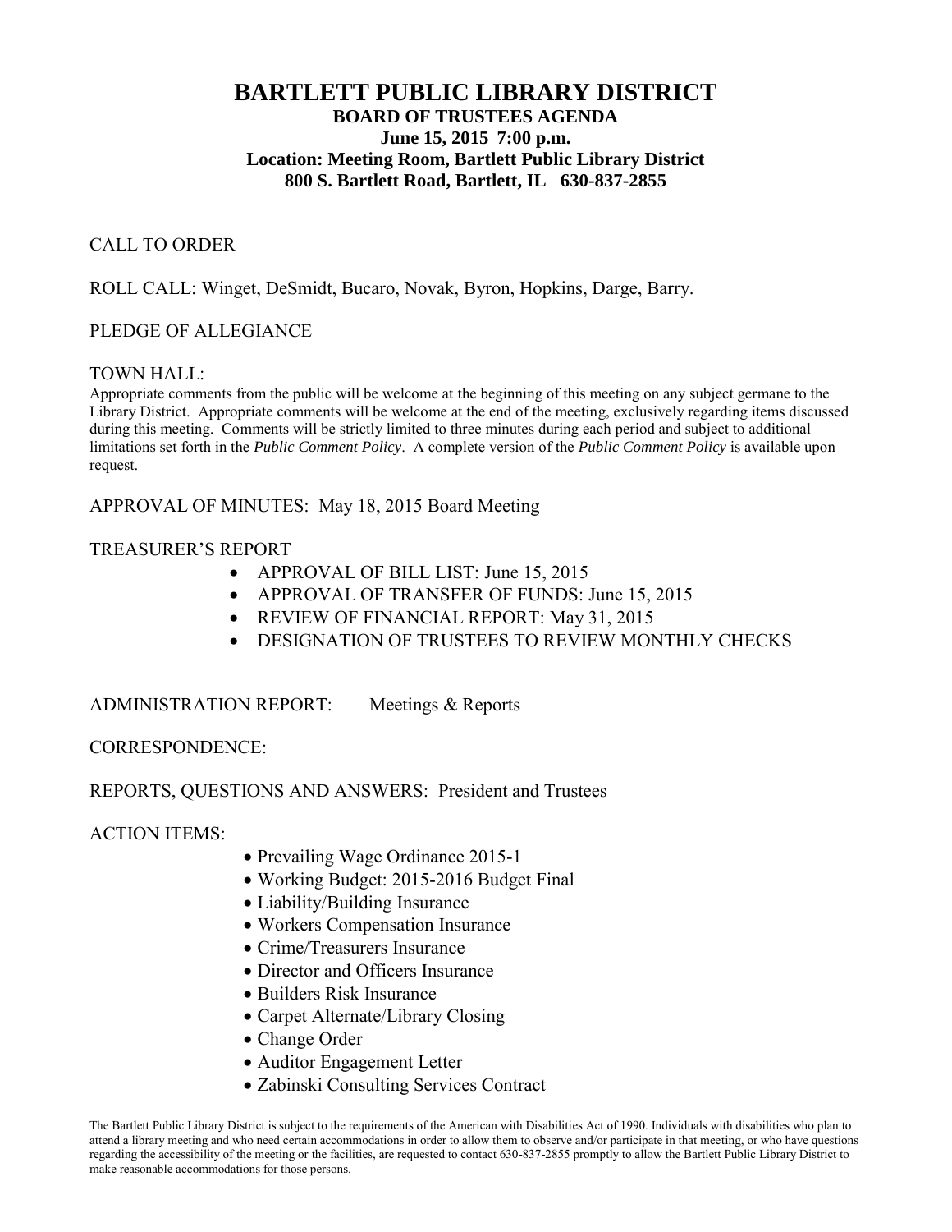# BARTLETT PUBLIC LIBRARY DISTRICT

## BOARD OF TRUSTEES AGENDA

**June 15, 2015 7:00 p.m.**

**Location: Meeting Room, Bartlett Public Library District**

**800 S. Bartlett Road, Bartlett, IL 630-837-2855**

CALL TO ORDER

ROLL CALL: Winget, DeSmidt, Bucaro, Novak, Byron, Hopkins, Darge, Barry.

PLEDGE OF ALLEGIANCE

TOWN HALL:

Appropriate comments from the public will be welcome at the beginning of this meeting on any subject germane to the Library District. Appropriate comments will be welcome at the end of the meeting, exclusively regarding items discussed during this meeting. Comments will be strictly limited to three minutes during each period and subject to additional limitations set forth in the *Public Comment Policy*. A complete version of the *Public Comment Policy* is available upon request.

APPROVAL OF MINUTES: May 18, 2015 Board Meeting

TREASURER'S REPORT

- APPROVAL OF BILL LIST: June 15, 2015
- APPROVAL OF TRANSFER OF FUNDS: June 15, 2015
- REVIEW OF FINANCIAL REPORT: May 31, 2015
- DESIGNATION OF TRUSTEES TO REVIEW MONTHLY CHECKS

ADMINISTRATION REPORT: Meetings & Reports

CORRESPONDENCE:

REPORTS, QUESTIONS AND ANSWERS: President and Trustees

ACTION ITEMS:

- Prevailing Wage Ordinance 2015-1
- Working Budget: 2015-2016 Budget Final
- Liability/Building Insurance
- Workers Compensation Insurance
- Crime/Treasurers Insurance
- Director and Officers Insurance
- Builders Risk Insurance
- Carpet Alternate/Library Closing
- Change Order
- Auditor Engagement Letter
- Zabinski Consulting Services Contract

The Bartlett Public Library District is subject to the requirements of the American with Disabilities Act of 1990. Individuals with disabilities who plan to attend a library meeting and who need certain accommodations in order to allow them to observe and/or participate in that meeting, or who have questions regarding the accessibility of the meeting or the facilities, are requested to contact 630-837-2855 promptly to allow the Bartlett Public Library District to make reasonable accommodations for those persons.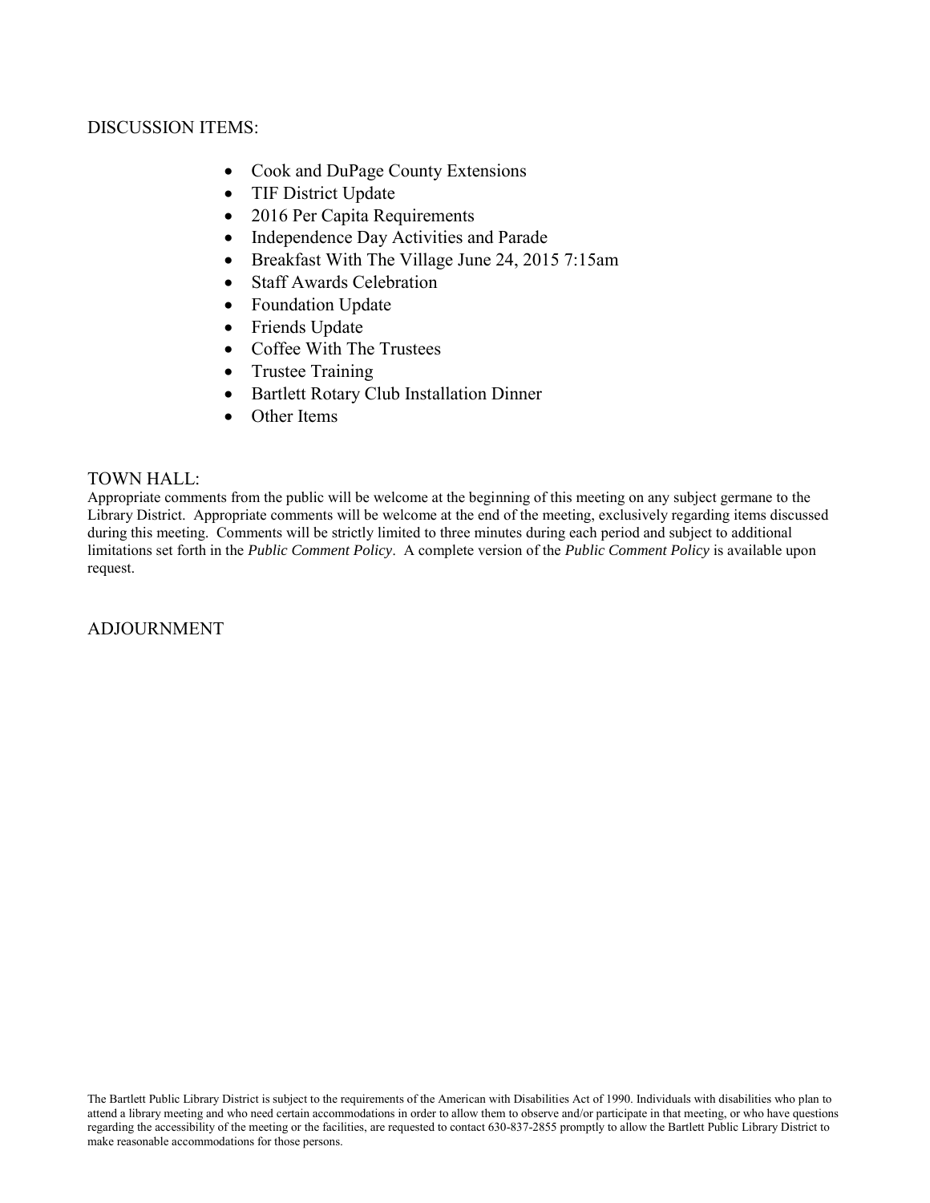## DISCUSSION ITEMS:

- Cook and DuPage County Extensions
- TIF District Update
- 2016 Per Capita Requirements
- Independence Day Activities and Parade
- Breakfast With The Village June 24, 2015 7:15am
- Staff Awards Celebration
- Foundation Update
- Friends Update
- Coffee With The Trustees
- Trustee Training
- Bartlett Rotary Club Installation Dinner
- Other Items

## TOWN HALL:

Appropriate comments from the public will be welcome at the beginning of this meeting on any subject germane to the Library District. Appropriate comments will be welcome at the end of the meeting, exclusively regarding items discussed during this meeting. Comments will be strictly limited to three minutes during each period and subject to additional limitations set forth in the *Public Comment Policy*. A complete version of the *Public Comment Policy* is available upon request.

## ADJOURNMENT

The Bartlett Public Library District is subject to the requirements of the American with Disabilities Act of 1990. Individuals with disabilities who plan to attend a library meeting and who need certain accommodations in order to allow them to observe and/or participate in that meeting, or who have questions regarding the accessibility of the meeting or the facilities, are requested to contact 630-837-2855 promptly to allow the Bartlett Public Library District to make reasonable accommodations for those persons.